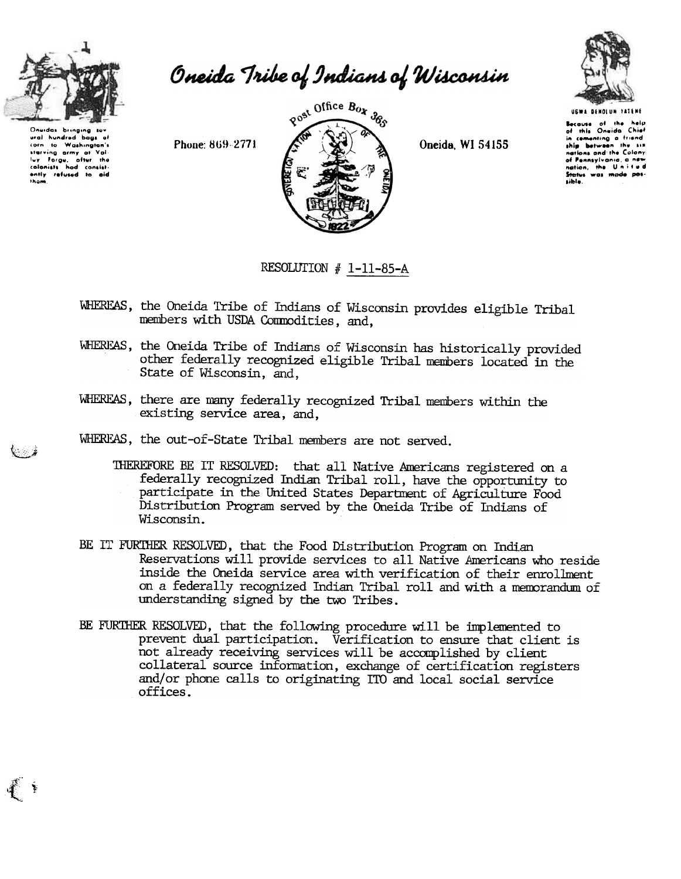# Oneida Tribe of Indians of Wisconsin

Oneidas bringing several hundred bags of corn to Washington's starving army at Valley Forge, after the colonists had consistently refused to aid them.

Phone: 869-2771

Post Office Box 365

Oneida, WI 54155

UGWA DEHOLUN YATEHE

Because of the help of this Oneida Chief in cementing a friendship between the six nations and the Colony of Pennsylvania, a new nation, the United States was made possible.

RESOLUTION # 1-11-85-A

WHEREAS, the Oneida Tribe of Indians of Wisconsin provides eligible Tribal members with USDA Commodities, and,

WHEREAS, the Oneida Tribe of Indians of Wisconsin has historically provided other federally recognized eligible Tribal members located in the State of Wisconsin, and,

WHEREAS, there are many federally recognized Tribal members within the existing service area, and,

WHEREAS, the out-of-State Tribal members are not served.

THEREFORE BE IT RESOLVED: that all Native Americans registered on a federally recognized Indian Tribal roll, have the opportunity to participate in the United States Department of Agriculture Food Distribution Program served by the Oneida Tribe of Indians of Wisconsin.

BE IT FURTHER RESOLVED, that the Food Distribution Program on Indian Reservations will provide services to all Native Americans who reside inside the Oneida service area with verification of their enrollment on a federally recognized Indian Tribal roll and with a memorandum of understanding signed by the two Tribes.

BE FURTHER RESOLVED, that the following procedure will be implemented to prevent dual participation. Verification to ensure that client is not already receiving services will be accomplished by client collateral source information, exchange of certification registers and/or phone calls to originating ITO and local social service offices.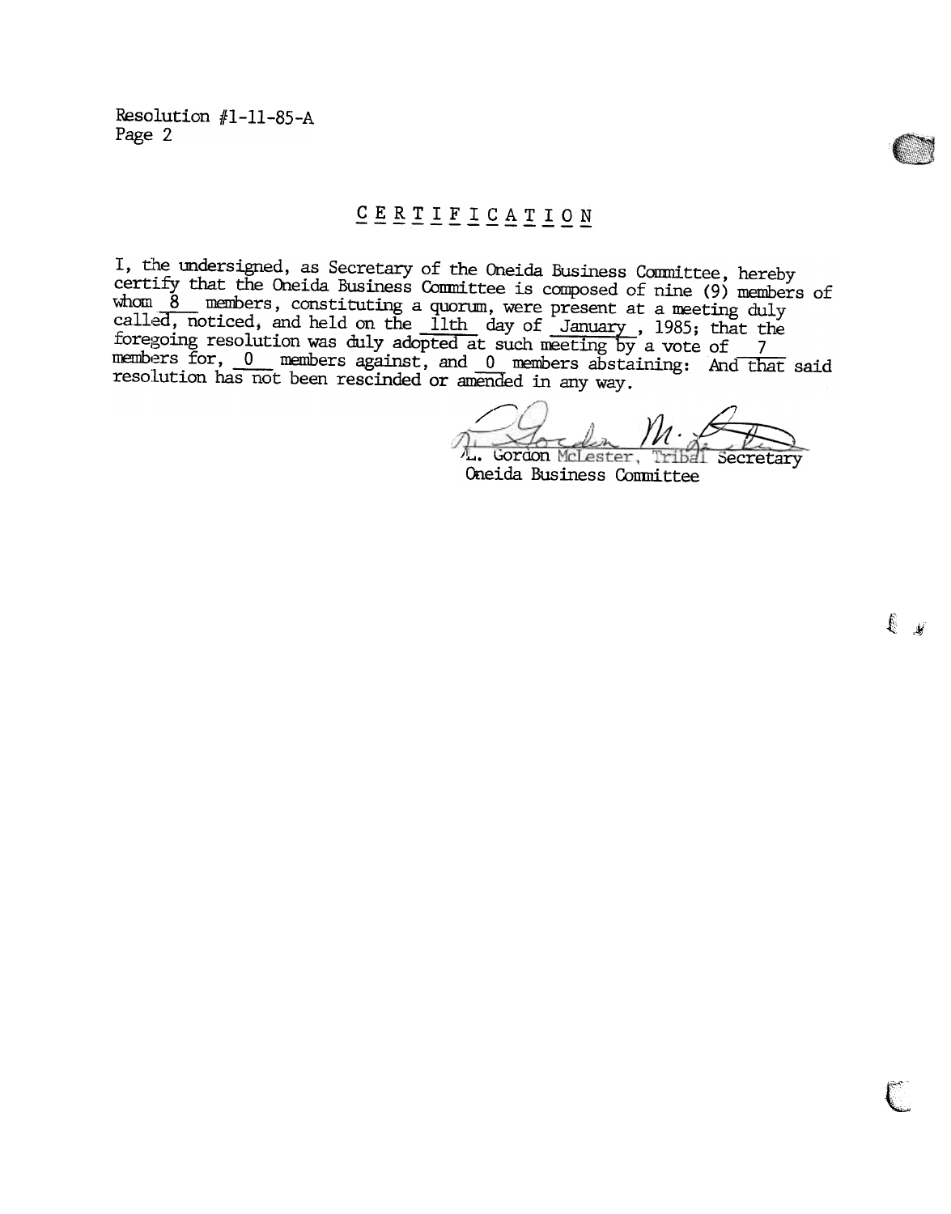Resolution #1-11-85-A
Page 2

## CERTIFICATION

I, the undersigned, as Secretary of the Oneida Business Committee, hereby certify that the Oneida Business Committee is composed of nine (9) members of whom 8 members, constituting a quorum, were present at a meeting duly called, noticed, and held on the 11th day of January, 1985; that the foregoing resolution was duly adopted at such meeting by a vote of 7 members for, 0 members against, and 0 members abstaining: And that said resolution has not been rescinded or amended in any way.

L. Gordon McLester, Tribal Secretary
Oneida Business Committee